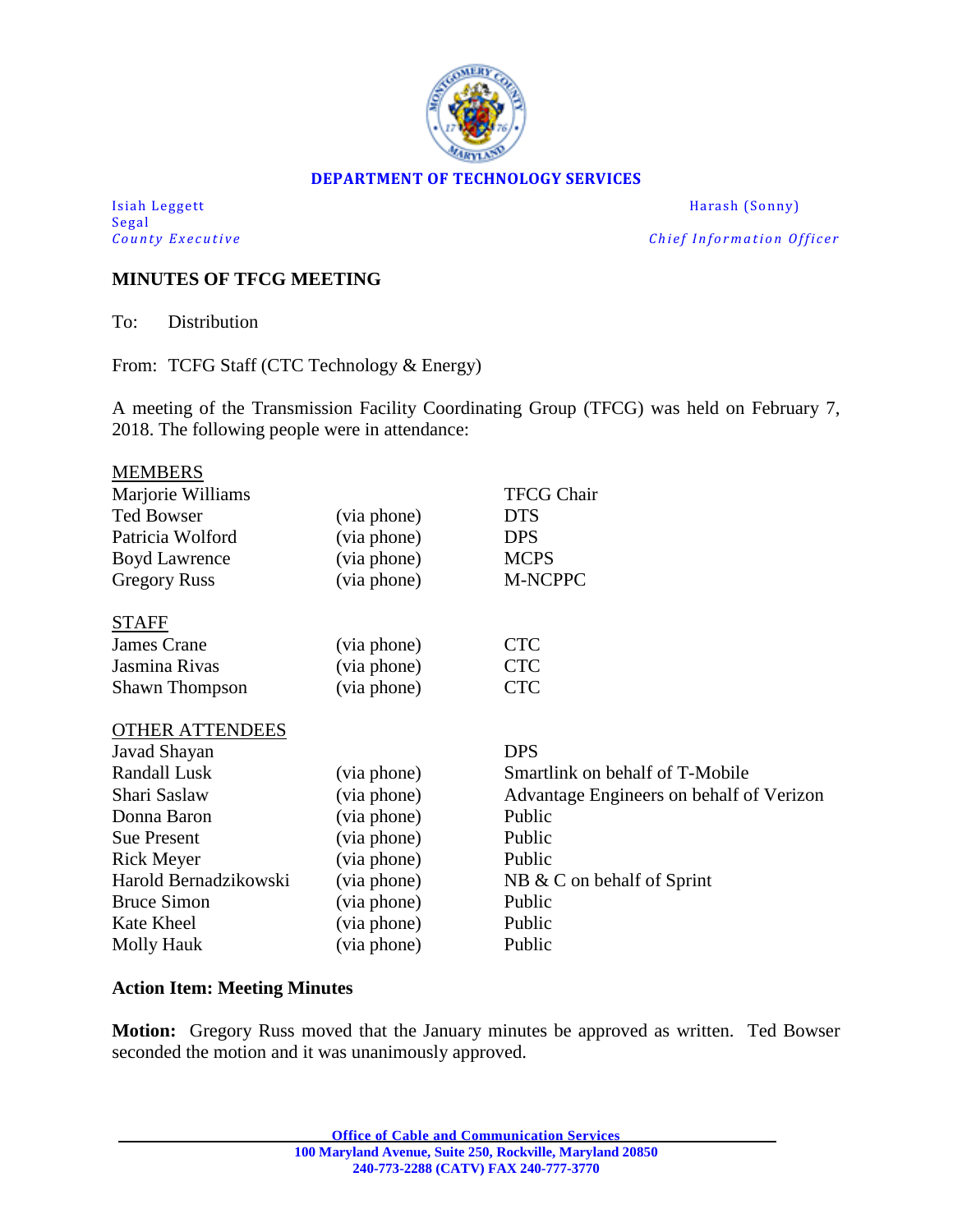**DEPARTMENT OF TECHNOLOGY SERVICES**

Isiah Leggett
*County Executive*

Harash (Sonny) Segal
*Chief Information Officer*

## MINUTES OF TFCG MEETING

To: Distribution

From: TCFG Staff (CTC Technology & Energy)

A meeting of the Transmission Facility Coordinating Group (TFCG) was held on February 7, 2018. The following people were in attendance:

| MEMBERS | | |
|---|---|---|
| Marjorie Williams | | TFCG Chair |
| Ted Bowser | (via phone) | DTS |
| Patricia Wolford | (via phone) | DPS |
| Boyd Lawrence | (via phone) | MCPS |
| Gregory Russ | (via phone) | M-NCPPC |

| STAFF | | |
|---|---|---|
| James Crane | (via phone) | CTC |
| Jasmina Rivas | (via phone) | CTC |
| Shawn Thompson | (via phone) | CTC |

| OTHER ATTENDEES | | |
|---|---|---|
| Javad Shayan | | DPS |
| Randall Lusk | (via phone) | Smartlink on behalf of T-Mobile |
| Shari Saslaw | (via phone) | Advantage Engineers on behalf of Verizon |
| Donna Baron | (via phone) | Public |
| Sue Present | (via phone) | Public |
| Rick Meyer | (via phone) | Public |
| Harold Bernadzikowski | (via phone) | NB & C on behalf of Sprint |
| Bruce Simon | (via phone) | Public |
| Kate Kheel | (via phone) | Public |
| Molly Hauk | (via phone) | Public |

### Action Item: Meeting Minutes

**Motion:** Gregory Russ moved that the January minutes be approved as written. Ted Bowser seconded the motion and it was unanimously approved.

Office of Cable and Communication Services
100 Maryland Avenue, Suite 250, Rockville, Maryland 20850
240-773-2288 (CATV) FAX 240-777-3770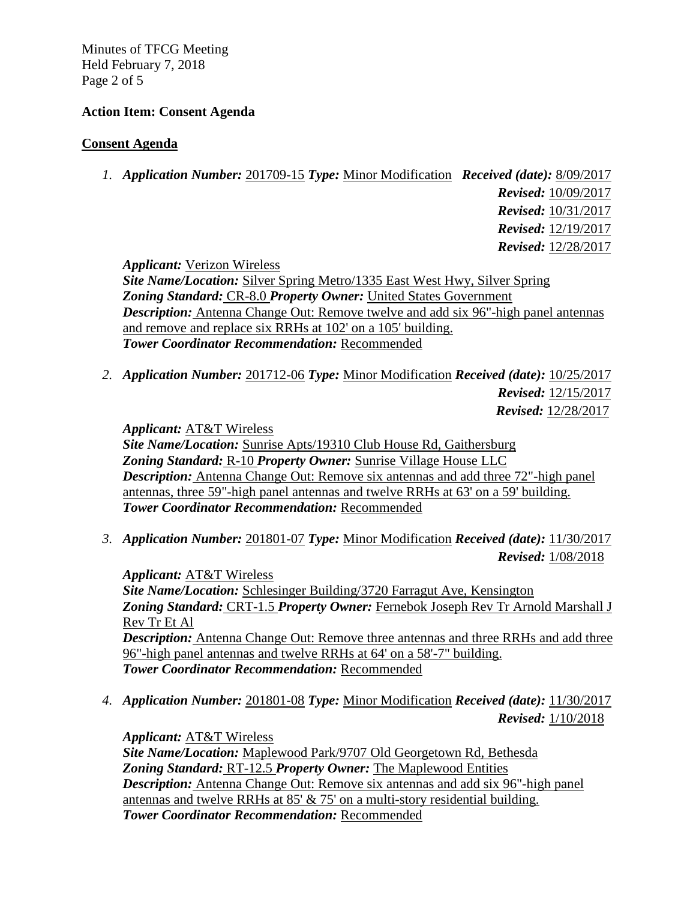**Action Item: Consent Agenda**

**Consent Agenda**

1. ***Application Number:*** 201709-15 ***Type:*** Minor Modification ***Received (date):*** 8/09/2017
   ***Revised:*** 10/09/2017
   ***Revised:*** 10/31/2017
   ***Revised:*** 12/19/2017
   ***Revised:*** 12/28/2017

   ***Applicant:*** Verizon Wireless
   ***Site Name/Location:*** Silver Spring Metro/1335 East West Hwy, Silver Spring
   ***Zoning Standard:*** CR-8.0 ***Property Owner:*** United States Government
   ***Description:*** Antenna Change Out: Remove twelve and add six 96"-high panel antennas and remove and replace six RRHs at 102' on a 105' building.
   ***Tower Coordinator Recommendation:*** Recommended

2. ***Application Number:*** 201712-06 ***Type:*** Minor Modification ***Received (date):*** 10/25/2017
   ***Revised:*** 12/15/2017
   ***Revised:*** 12/28/2017

   ***Applicant:*** AT&T Wireless
   ***Site Name/Location:*** Sunrise Apts/19310 Club House Rd, Gaithersburg
   ***Zoning Standard:*** R-10 ***Property Owner:*** Sunrise Village House LLC
   ***Description:*** Antenna Change Out: Remove six antennas and add three 72"-high panel antennas, three 59"-high panel antennas and twelve RRHs at 63' on a 59' building.
   ***Tower Coordinator Recommendation:*** Recommended

3. ***Application Number:*** 201801-07 ***Type:*** Minor Modification ***Received (date):*** 11/30/2017
   ***Revised:*** 1/08/2018

   ***Applicant:*** AT&T Wireless
   ***Site Name/Location:*** Schlesinger Building/3720 Farragut Ave, Kensington
   ***Zoning Standard:*** CRT-1.5 ***Property Owner:*** Fernebok Joseph Rev Tr Arnold Marshall J Rev Tr Et Al
   ***Description:*** Antenna Change Out: Remove three antennas and three RRHs and add three 96"-high panel antennas and twelve RRHs at 64' on a 58'-7" building.
   ***Tower Coordinator Recommendation:*** Recommended

4. ***Application Number:*** 201801-08 ***Type:*** Minor Modification ***Received (date):*** 11/30/2017
   ***Revised:*** 1/10/2018

   ***Applicant:*** AT&T Wireless
   ***Site Name/Location:*** Maplewood Park/9707 Old Georgetown Rd, Bethesda
   ***Zoning Standard:*** RT-12.5 ***Property Owner:*** The Maplewood Entities
   ***Description:*** Antenna Change Out: Remove six antennas and add six 96"-high panel antennas and twelve RRHs at 85' & 75' on a multi-story residential building.
   ***Tower Coordinator Recommendation:*** Recommended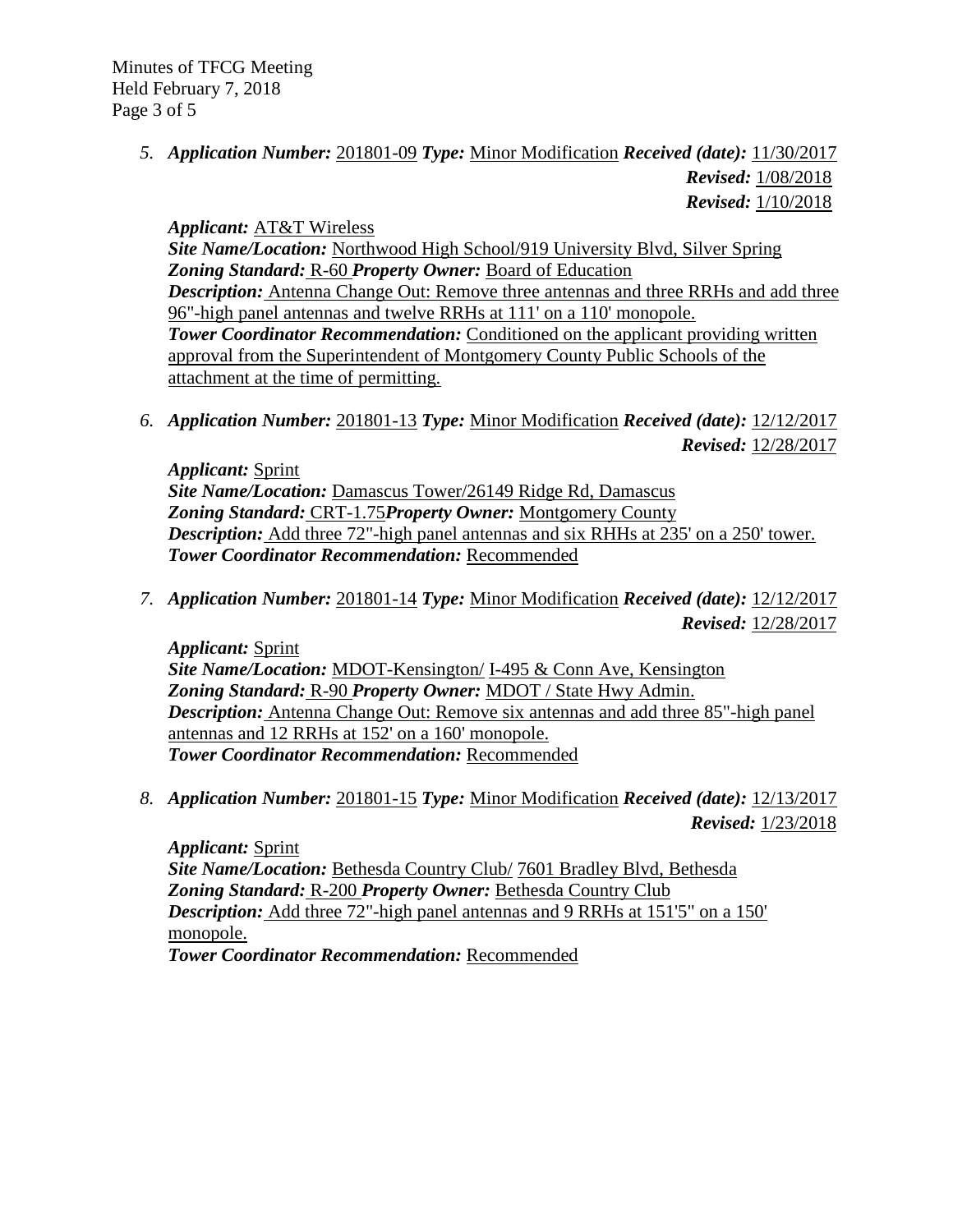5. ***Application Number:*** 201801-09 ***Type:*** Minor Modification ***Received (date):*** 11/30/2017
   ***Revised:*** 1/08/2018
   ***Revised:*** 1/10/2018

   ***Applicant:*** AT&T Wireless
   ***Site Name/Location:*** Northwood High School/919 University Blvd, Silver Spring
   ***Zoning Standard:*** R-60 ***Property Owner:*** Board of Education
   ***Description:*** Antenna Change Out: Remove three antennas and three RRHs and add three 96"-high panel antennas and twelve RRHs at 111' on a 110' monopole.
   ***Tower Coordinator Recommendation:*** Conditioned on the applicant providing written approval from the Superintendent of Montgomery County Public Schools of the attachment at the time of permitting.

6. ***Application Number:*** 201801-13 ***Type:*** Minor Modification ***Received (date):*** 12/12/2017
   ***Revised:*** 12/28/2017

   ***Applicant:*** Sprint
   ***Site Name/Location:*** Damascus Tower/26149 Ridge Rd, Damascus
   ***Zoning Standard:*** CRT-1.75 ***Property Owner:*** Montgomery County
   ***Description:*** Add three 72"-high panel antennas and six RHHs at 235' on a 250' tower.
   ***Tower Coordinator Recommendation:*** Recommended

7. ***Application Number:*** 201801-14 ***Type:*** Minor Modification ***Received (date):*** 12/12/2017
   ***Revised:*** 12/28/2017

   ***Applicant:*** Sprint
   ***Site Name/Location:*** MDOT-Kensington/ I-495 & Conn Ave, Kensington
   ***Zoning Standard:*** R-90 ***Property Owner:*** MDOT / State Hwy Admin.
   ***Description:*** Antenna Change Out: Remove six antennas and add three 85"-high panel antennas and 12 RRHs at 152' on a 160' monopole.
   ***Tower Coordinator Recommendation:*** Recommended

8. ***Application Number:*** 201801-15 ***Type:*** Minor Modification ***Received (date):*** 12/13/2017
   ***Revised:*** 1/23/2018

   ***Applicant:*** Sprint
   ***Site Name/Location:*** Bethesda Country Club/ 7601 Bradley Blvd, Bethesda
   ***Zoning Standard:*** R-200 ***Property Owner:*** Bethesda Country Club
   ***Description:*** Add three 72"-high panel antennas and 9 RRHs at 151'5" on a 150' monopole.
   ***Tower Coordinator Recommendation:*** Recommended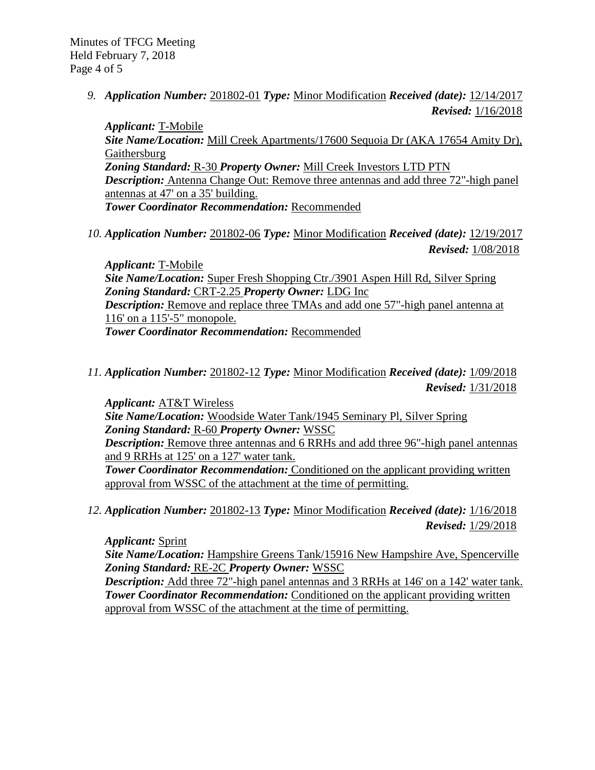9. ***Application Number:*** 201802-01 ***Type:*** Minor Modification ***Received (date):*** 12/14/2017 ***Revised:*** 1/16/2018

   ***Applicant:*** T-Mobile
   ***Site Name/Location:*** Mill Creek Apartments/17600 Sequoia Dr (AKA 17654 Amity Dr), Gaithersburg
   ***Zoning Standard:*** R-30 ***Property Owner:*** Mill Creek Investors LTD PTN
   ***Description:*** Antenna Change Out: Remove three antennas and add three 72"-high panel antennas at 47' on a 35' building.
   ***Tower Coordinator Recommendation:*** Recommended

10. ***Application Number:*** 201802-06 ***Type:*** Minor Modification ***Received (date):*** 12/19/2017 ***Revised:*** 1/08/2018

    ***Applicant:*** T-Mobile
    ***Site Name/Location:*** Super Fresh Shopping Ctr./3901 Aspen Hill Rd, Silver Spring
    ***Zoning Standard:*** CRT-2.25 ***Property Owner:*** LDG Inc
    ***Description:*** Remove and replace three TMAs and add one 57"-high panel antenna at 116' on a 115'-5" monopole.
    ***Tower Coordinator Recommendation:*** Recommended

11. ***Application Number:*** 201802-12 ***Type:*** Minor Modification ***Received (date):*** 1/09/2018 ***Revised:*** 1/31/2018

    ***Applicant:*** AT&T Wireless
    ***Site Name/Location:*** Woodside Water Tank/1945 Seminary Pl, Silver Spring
    ***Zoning Standard:*** R-60 ***Property Owner:*** WSSC
    ***Description:*** Remove three antennas and 6 RRHs and add three 96"-high panel antennas and 9 RRHs at 125' on a 127' water tank.
    ***Tower Coordinator Recommendation:*** Conditioned on the applicant providing written approval from WSSC of the attachment at the time of permitting.

12. ***Application Number:*** 201802-13 ***Type:*** Minor Modification ***Received (date):*** 1/16/2018 ***Revised:*** 1/29/2018

    ***Applicant:*** Sprint
    ***Site Name/Location:*** Hampshire Greens Tank/15916 New Hampshire Ave, Spencerville
    ***Zoning Standard:*** RE-2C ***Property Owner:*** WSSC
    ***Description:*** Add three 72"-high panel antennas and 3 RRHs at 146' on a 142' water tank.
    ***Tower Coordinator Recommendation:*** Conditioned on the applicant providing written approval from WSSC of the attachment at the time of permitting.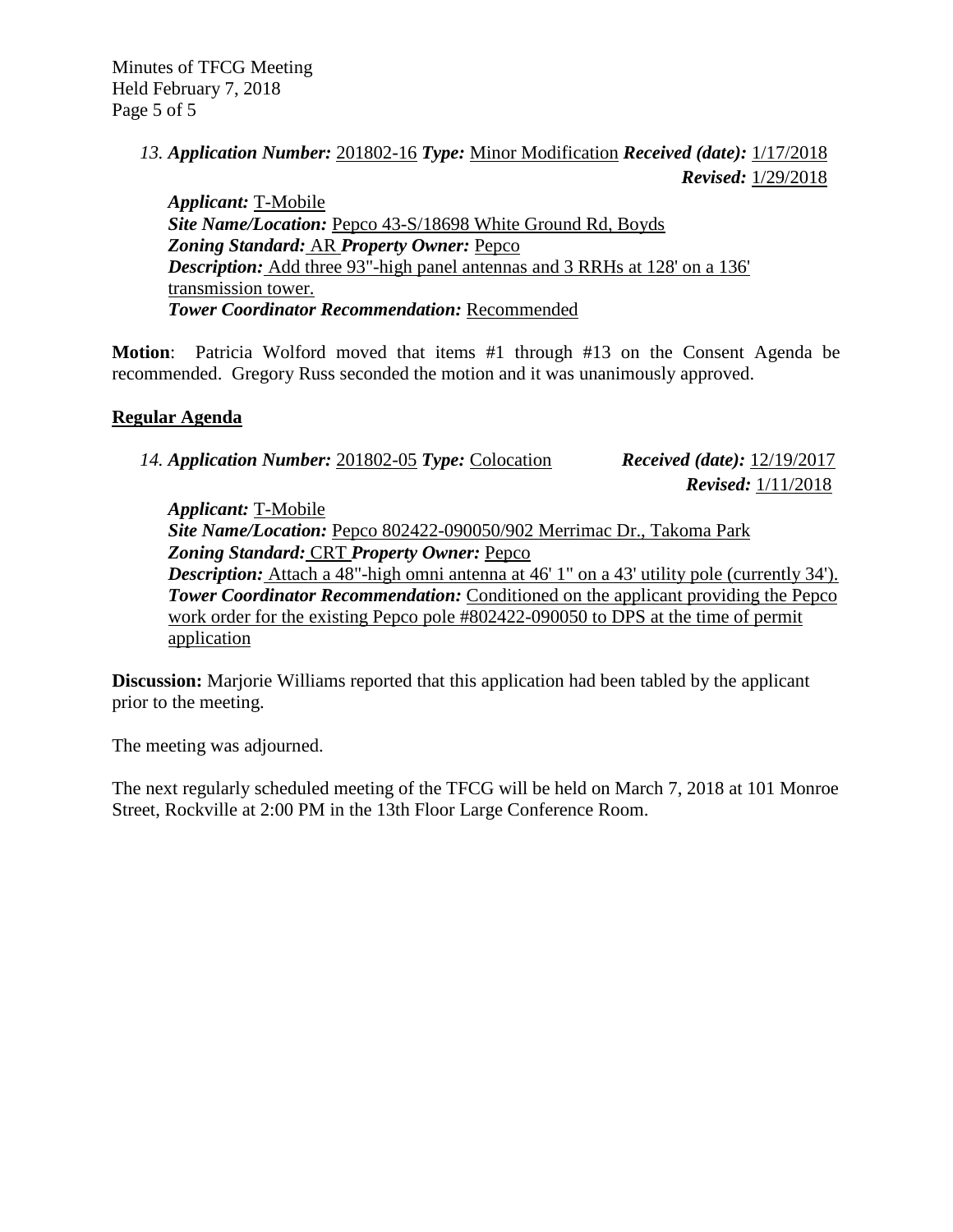*13.* ***Application Number:*** 201802-16 ***Type:*** Minor Modification ***Received (date):*** 1/17/2018
***Revised:*** 1/29/2018

***Applicant:*** T-Mobile
***Site Name/Location:*** Pepco 43-S/18698 White Ground Rd, Boyds
***Zoning Standard:*** AR ***Property Owner:*** Pepco
***Description:*** Add three 93"-high panel antennas and 3 RRHs at 128' on a 136' transmission tower.
***Tower Coordinator Recommendation:*** Recommended

**Motion**: Patricia Wolford moved that items #1 through #13 on the Consent Agenda be recommended. Gregory Russ seconded the motion and it was unanimously approved.

## Regular Agenda

*14.* ***Application Number:*** 201802-05 ***Type:*** Colocation ***Received (date):*** 12/19/2017
***Revised:*** 1/11/2018

***Applicant:*** T-Mobile
***Site Name/Location:*** Pepco 802422-090050/902 Merrimac Dr., Takoma Park
***Zoning Standard:*** CRT ***Property Owner:*** Pepco
***Description:*** Attach a 48"-high omni antenna at 46' 1" on a 43' utility pole (currently 34').
***Tower Coordinator Recommendation:*** Conditioned on the applicant providing the Pepco work order for the existing Pepco pole #802422-090050 to DPS at the time of permit application

**Discussion:** Marjorie Williams reported that this application had been tabled by the applicant prior to the meeting.

The meeting was adjourned.

The next regularly scheduled meeting of the TFCG will be held on March 7, 2018 at 101 Monroe Street, Rockville at 2:00 PM in the 13th Floor Large Conference Room.